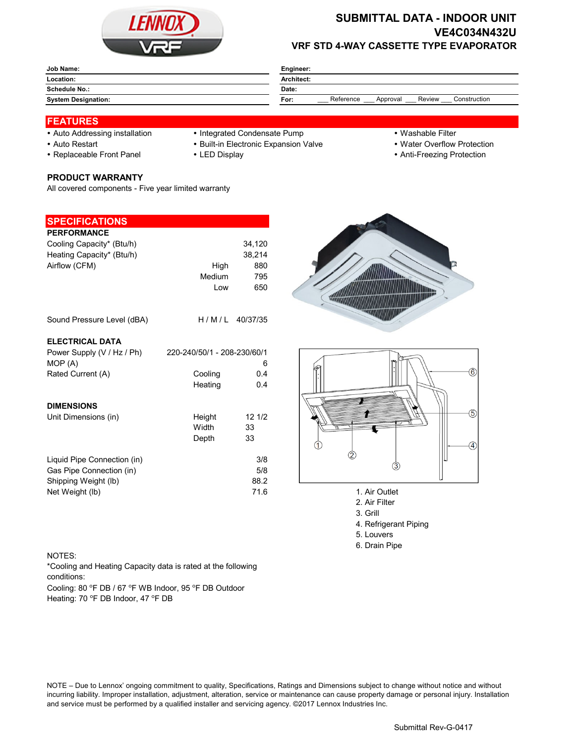# SUBMITTAL DATA - INDOOR UNIT
## VE4C034N432U
### VRF STD 4-WAY CASSETTE TYPE EVAPORATOR

| Job Name: | Engineer: |
|---|---|
| Location: | Architect: |
| Schedule No.: | Date: |
| System Designation: | For: ___ Reference ___ Approval ___ Review ___ Construction |

## FEATURES

- Auto Addressing installation
- Auto Restart
- Replaceable Front Panel
- Integrated Condensate Pump
- Built-in Electronic Expansion Valve
- LED Display
- Washable Filter
- Water Overflow Protection
- Anti-Freezing Protection

### PRODUCT WARRANTY

All covered components - Five year limited warranty

## SPECIFICATIONS

### PERFORMANCE

| | | |
|---|---|---|
| Cooling Capacity* (Btu/h) | | 34,120 |
| Heating Capacity* (Btu/h) | | 38,214 |
| Airflow (CFM) | High | 880 |
| | Medium | 795 |
| | Low | 650 |
| Sound Pressure Level (dBA) | H / M / L | 40/37/35 |

### ELECTRICAL DATA

| | | |
|---|---|---|
| Power Supply (V / Hz / Ph) | | 220-240/50/1 - 208-230/60/1 |
| MOP (A) | | 6 |
| Rated Current (A) | Cooling | 0.4 |
| | Heating | 0.4 |

### DIMENSIONS

| | | |
|---|---|---|
| Unit Dimensions (in) | Height | 12 1/2 |
| | Width | 33 |
| | Depth | 33 |
| Liquid Pipe Connection (in) | | 3/8 |
| Gas Pipe Connection (in) | | 5/8 |
| Shipping Weight (lb) | | 88.2 |
| Net Weight (lb) | | 71.6 |

1. Air Outlet
2. Air Filter
3. Grill
4. Refrigerant Piping
5. Louvers
6. Drain Pipe

NOTES:
*Cooling and Heating Capacity data is rated at the following conditions:
Cooling: 80 °F DB / 67 °F WB Indoor, 95 °F DB Outdoor
Heating: 70 °F DB Indoor, 47 °F DB

NOTE – Due to Lennox' ongoing commitment to quality, Specifications, Ratings and Dimensions subject to change without notice and without incurring liability. Improper installation, adjustment, alteration, service or maintenance can cause property damage or personal injury. Installation and service must be performed by a qualified installer and servicing agency. ©2017 Lennox Industries Inc.

Submittal Rev-G-0417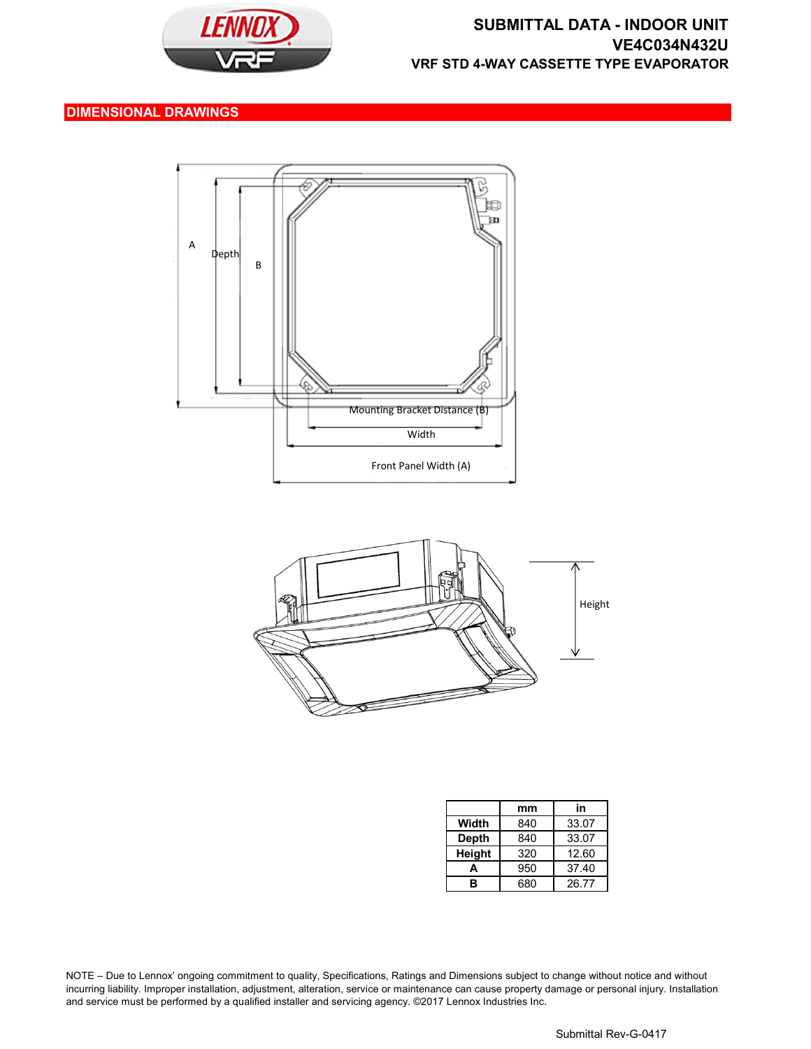# SUBMITTAL DATA - INDOOR UNIT

## VE4C034N432U

### VRF STD 4-WAY CASSETTE TYPE EVAPORATOR

## DIMENSIONAL DRAWINGS

A

Depth

B

Mounting Bracket Distance (B)

Width

Front Panel Width (A)

Height

| | mm | in |
|---|---|---|
| **Width** | 840 | 33.07 |
| **Depth** | 840 | 33.07 |
| **Height** | 320 | 12.60 |
| **A** | 950 | 37.40 |
| **B** | 680 | 26.77 |

NOTE – Due to Lennox' ongoing commitment to quality, Specifications, Ratings and Dimensions subject to change without notice and without incurring liability. Improper installation, adjustment, alteration, service or maintenance can cause property damage or personal injury. Installation and service must be performed by a qualified installer and servicing agency. ©2017 Lennox Industries Inc.

Submittal Rev-G-0417